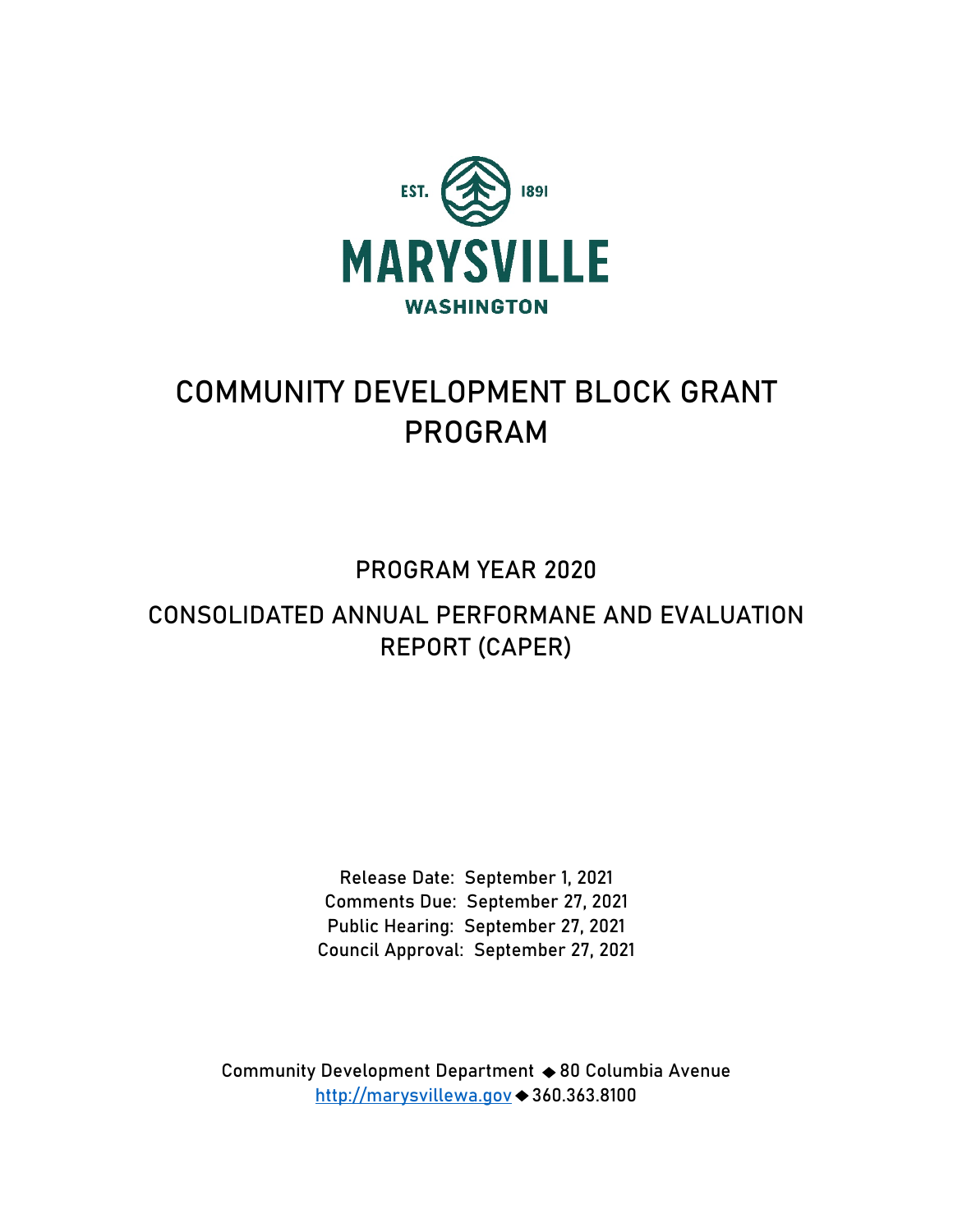EST. 1891

MARYSVILLE

WASHINGTON

# COMMUNITY DEVELOPMENT BLOCK GRANT PROGRAM

## PROGRAM YEAR 2020

## CONSOLIDATED ANNUAL PERFORMANE AND EVALUATION REPORT (CAPER)

Release Date: September 1, 2021
Comments Due: September 27, 2021
Public Hearing: September 27, 2021
Council Approval: September 27, 2021

Community Development Department ◆ 80 Columbia Avenue
http://marysvillewa.gov ◆ 360.363.8100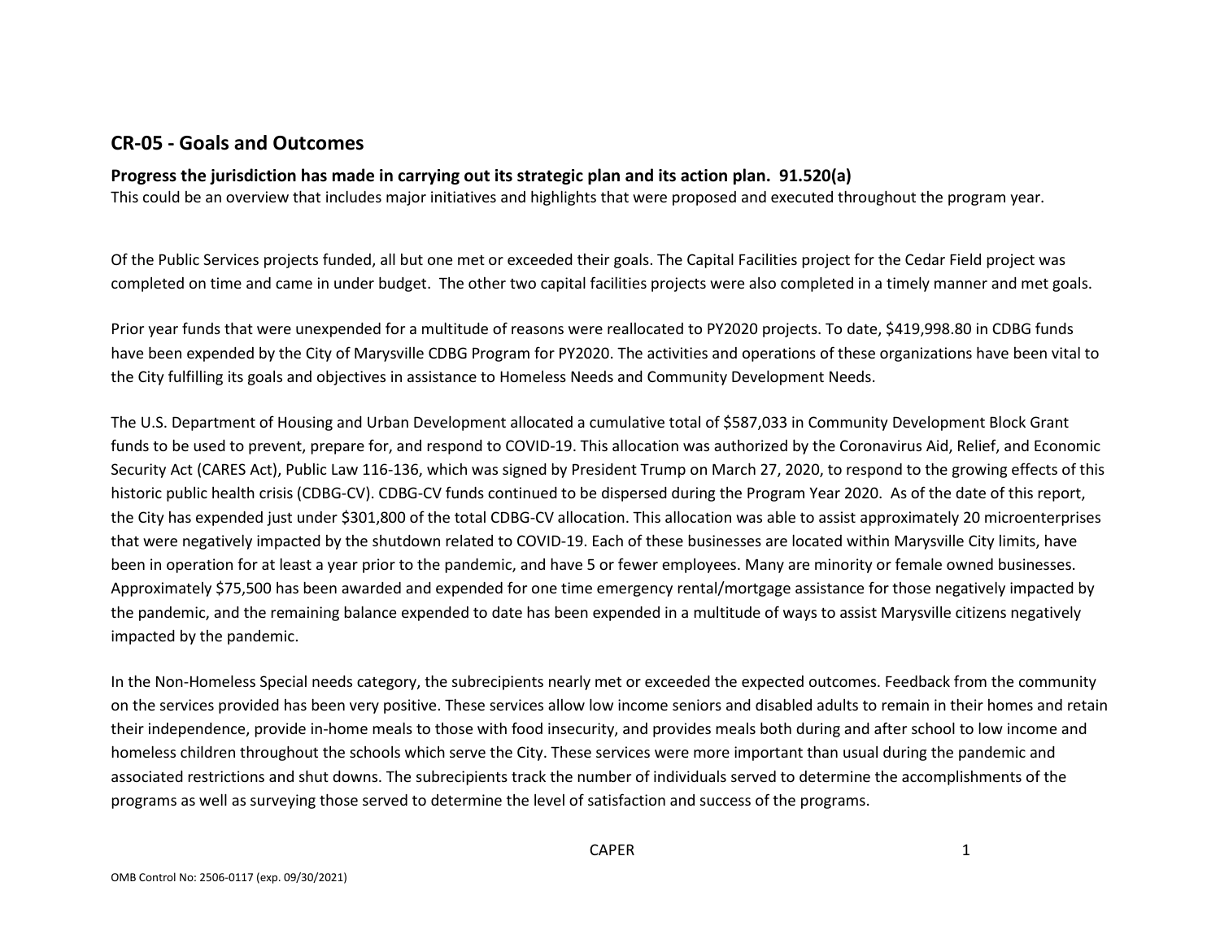## CR-05 - Goals and Outcomes

**Progress the jurisdiction has made in carrying out its strategic plan and its action plan. 91.520(a)**

This could be an overview that includes major initiatives and highlights that were proposed and executed throughout the program year.

Of the Public Services projects funded, all but one met or exceeded their goals. The Capital Facilities project for the Cedar Field project was completed on time and came in under budget. The other two capital facilities projects were also completed in a timely manner and met goals.

Prior year funds that were unexpended for a multitude of reasons were reallocated to PY2020 projects. To date, $419,998.80 in CDBG funds have been expended by the City of Marysville CDBG Program for PY2020. The activities and operations of these organizations have been vital to the City fulfilling its goals and objectives in assistance to Homeless Needs and Community Development Needs.

The U.S. Department of Housing and Urban Development allocated a cumulative total of $587,033 in Community Development Block Grant funds to be used to prevent, prepare for, and respond to COVID-19. This allocation was authorized by the Coronavirus Aid, Relief, and Economic Security Act (CARES Act), Public Law 116-136, which was signed by President Trump on March 27, 2020, to respond to the growing effects of this historic public health crisis (CDBG-CV). CDBG-CV funds continued to be dispersed during the Program Year 2020. As of the date of this report, the City has expended just under $301,800 of the total CDBG-CV allocation. This allocation was able to assist approximately 20 microenterprises that were negatively impacted by the shutdown related to COVID-19. Each of these businesses are located within Marysville City limits, have been in operation for at least a year prior to the pandemic, and have 5 or fewer employees. Many are minority or female owned businesses. Approximately $75,500 has been awarded and expended for one time emergency rental/mortgage assistance for those negatively impacted by the pandemic, and the remaining balance expended to date has been expended in a multitude of ways to assist Marysville citizens negatively impacted by the pandemic.

In the Non-Homeless Special needs category, the subrecipients nearly met or exceeded the expected outcomes. Feedback from the community on the services provided has been very positive. These services allow low income seniors and disabled adults to remain in their homes and retain their independence, provide in-home meals to those with food insecurity, and provides meals both during and after school to low income and homeless children throughout the schools which serve the City. These services were more important than usual during the pandemic and associated restrictions and shut downs. The subrecipients track the number of individuals served to determine the accomplishments of the programs as well as surveying those served to determine the level of satisfaction and success of the programs.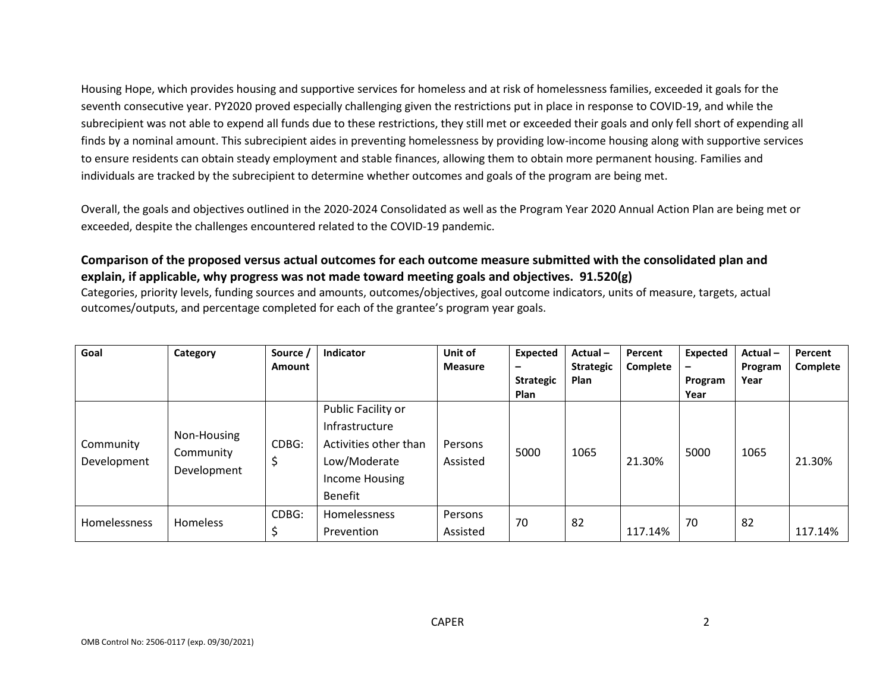Housing Hope, which provides housing and supportive services for homeless and at risk of homelessness families, exceeded it goals for the seventh consecutive year. PY2020 proved especially challenging given the restrictions put in place in response to COVID-19, and while the subrecipient was not able to expend all funds due to these restrictions, they still met or exceeded their goals and only fell short of expending all finds by a nominal amount. This subrecipient aides in preventing homelessness by providing low-income housing along with supportive services to ensure residents can obtain steady employment and stable finances, allowing them to obtain more permanent housing. Families and individuals are tracked by the subrecipient to determine whether outcomes and goals of the program are being met.

Overall, the goals and objectives outlined in the 2020-2024 Consolidated as well as the Program Year 2020 Annual Action Plan are being met or exceeded, despite the challenges encountered related to the COVID-19 pandemic.

**Comparison of the proposed versus actual outcomes for each outcome measure submitted with the consolidated plan and explain, if applicable, why progress was not made toward meeting goals and objectives. 91.520(g)**

Categories, priority levels, funding sources and amounts, outcomes/objectives, goal outcome indicators, units of measure, targets, actual outcomes/outputs, and percentage completed for each of the grantee's program year goals.

| Goal | Category | Source / Amount | Indicator | Unit of Measure | Expected – Strategic Plan | Actual – Strategic Plan | Percent Complete | Expected – Program Year | Actual – Program Year | Percent Complete |
|---|---|---|---|---|---|---|---|---|---|---|
| Community Development | Non-Housing Community Development | CDBG: $ | Public Facility or Infrastructure Activities other than Low/Moderate Income Housing Benefit | Persons Assisted | 5000 | 1065 | 21.30% | 5000 | 1065 | 21.30% |
| Homelessness | Homeless | CDBG: $ | Homelessness Prevention | Persons Assisted | 70 | 82 | 117.14% | 70 | 82 | 117.14% |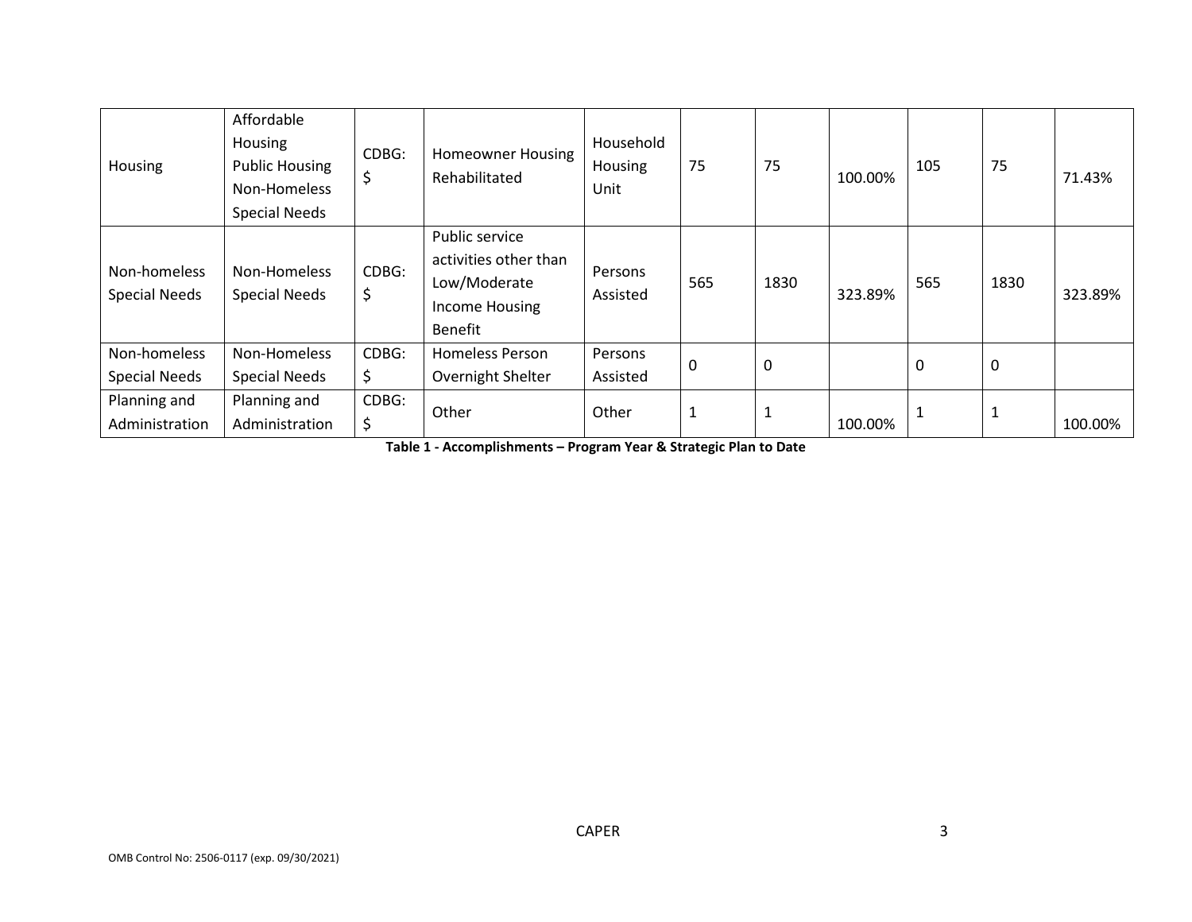| | | | | | | | | | | |
|---|---|---|---|---|---|---|---|---|---|---|
| Housing | Affordable Housing Public Housing Non-Homeless Special Needs | CDBG: $ | Homeowner Housing Rehabilitated | Household Housing Unit | 75 | 75 | 100.00% | 105 | 75 | 71.43% |
| Non-homeless Special Needs | Non-Homeless Special Needs | CDBG: $ | Public service activities other than Low/Moderate Income Housing Benefit | Persons Assisted | 565 | 1830 | 323.89% | 565 | 1830 | 323.89% |
| Non-homeless Special Needs | Non-Homeless Special Needs | CDBG: $ | Homeless Person Overnight Shelter | Persons Assisted | 0 | 0 | | 0 | 0 | |
| Planning and Administration | Planning and Administration | CDBG: $ | Other | Other | 1 | 1 | 100.00% | 1 | 1 | 100.00% |

**Table 1 - Accomplishments – Program Year & Strategic Plan to Date**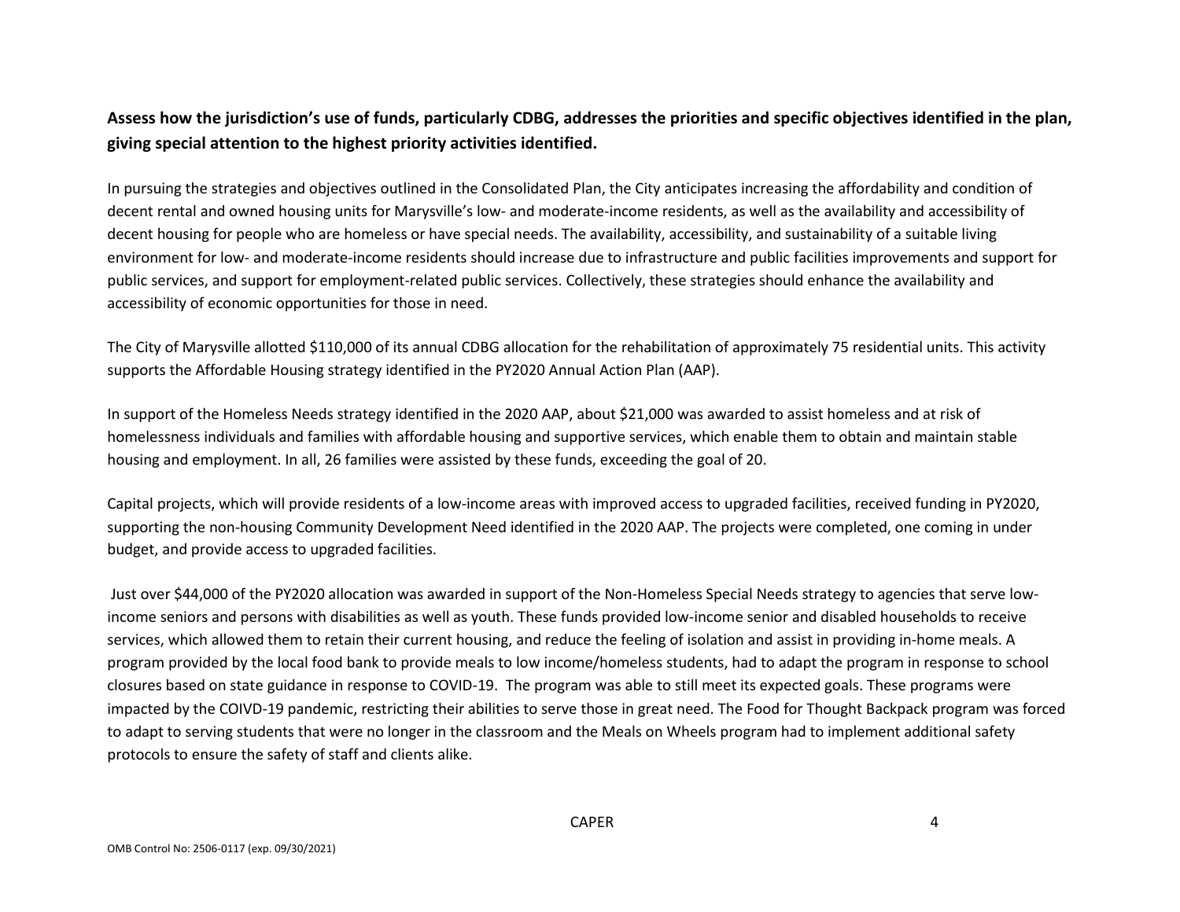**Assess how the jurisdiction's use of funds, particularly CDBG, addresses the priorities and specific objectives identified in the plan, giving special attention to the highest priority activities identified.**

In pursuing the strategies and objectives outlined in the Consolidated Plan, the City anticipates increasing the affordability and condition of decent rental and owned housing units for Marysville's low- and moderate-income residents, as well as the availability and accessibility of decent housing for people who are homeless or have special needs. The availability, accessibility, and sustainability of a suitable living environment for low- and moderate-income residents should increase due to infrastructure and public facilities improvements and support for public services, and support for employment-related public services. Collectively, these strategies should enhance the availability and accessibility of economic opportunities for those in need.

The City of Marysville allotted $110,000 of its annual CDBG allocation for the rehabilitation of approximately 75 residential units. This activity supports the Affordable Housing strategy identified in the PY2020 Annual Action Plan (AAP).

In support of the Homeless Needs strategy identified in the 2020 AAP, about $21,000 was awarded to assist homeless and at risk of homelessness individuals and families with affordable housing and supportive services, which enable them to obtain and maintain stable housing and employment. In all, 26 families were assisted by these funds, exceeding the goal of 20.

Capital projects, which will provide residents of a low-income areas with improved access to upgraded facilities, received funding in PY2020, supporting the non-housing Community Development Need identified in the 2020 AAP. The projects were completed, one coming in under budget, and provide access to upgraded facilities.

Just over $44,000 of the PY2020 allocation was awarded in support of the Non-Homeless Special Needs strategy to agencies that serve low-income seniors and persons with disabilities as well as youth. These funds provided low-income senior and disabled households to receive services, which allowed them to retain their current housing, and reduce the feeling of isolation and assist in providing in-home meals. A program provided by the local food bank to provide meals to low income/homeless students, had to adapt the program in response to school closures based on state guidance in response to COVID-19. The program was able to still meet its expected goals. These programs were impacted by the COIVD-19 pandemic, restricting their abilities to serve those in great need. The Food for Thought Backpack program was forced to adapt to serving students that were no longer in the classroom and the Meals on Wheels program had to implement additional safety protocols to ensure the safety of staff and clients alike.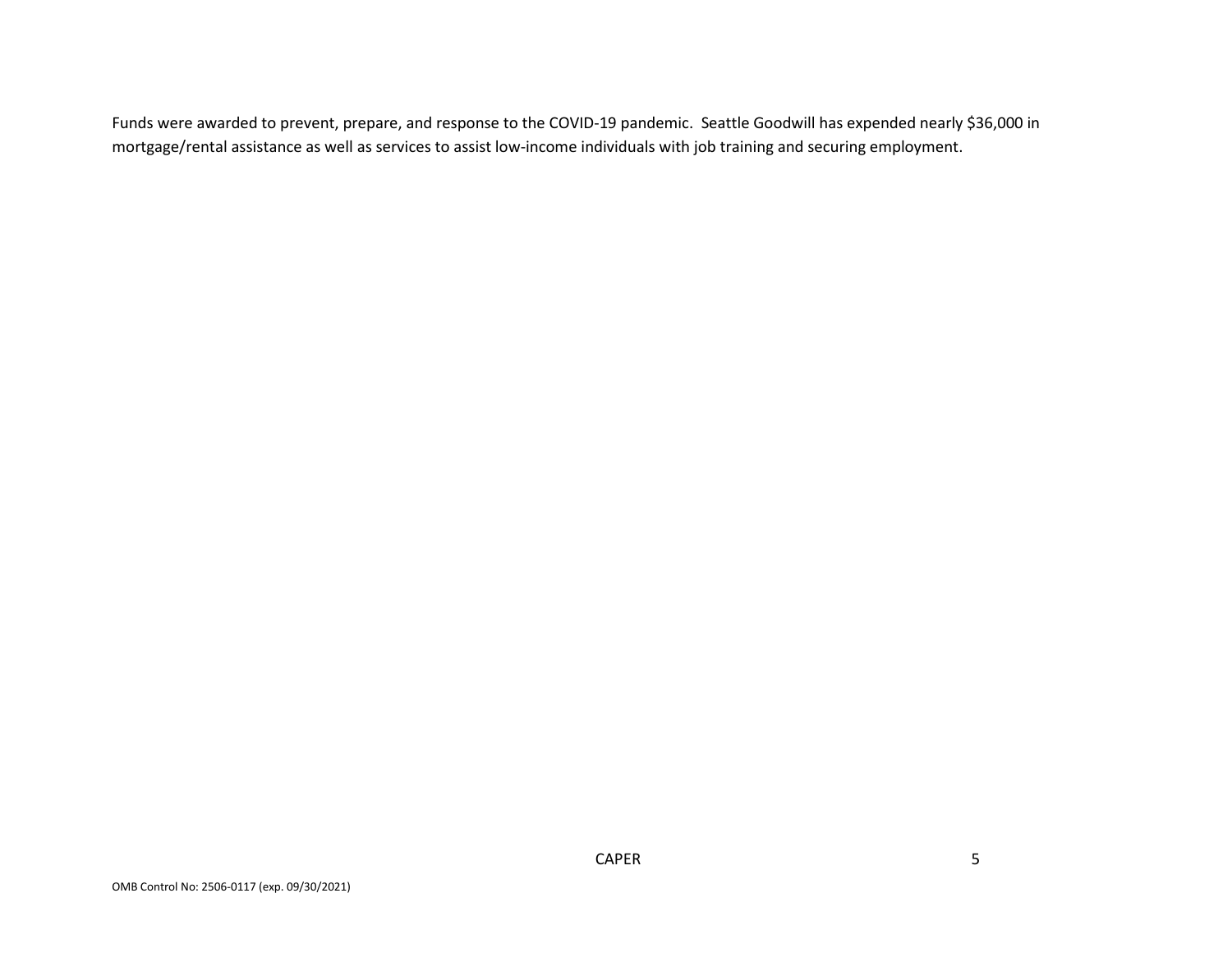Funds were awarded to prevent, prepare, and response to the COVID-19 pandemic.  Seattle Goodwill has expended nearly $36,000 in mortgage/rental assistance as well as services to assist low-income individuals with job training and securing employment.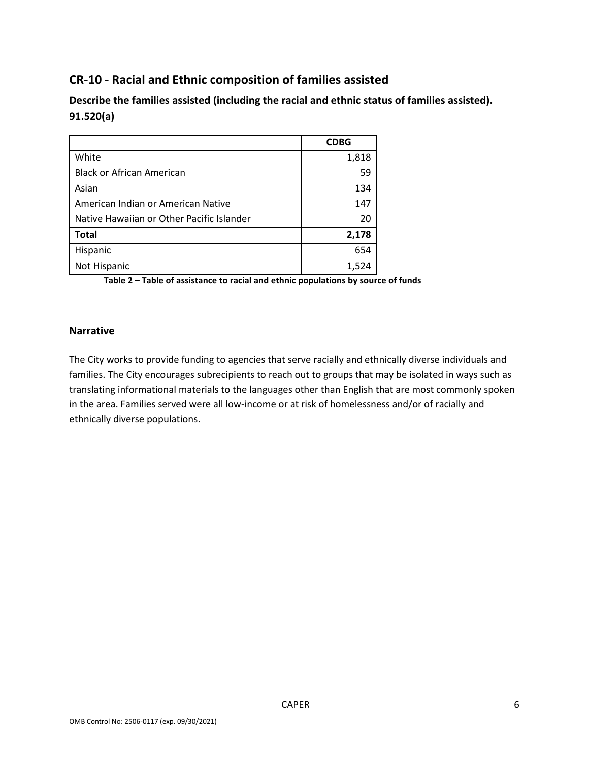## CR-10 - Racial and Ethnic composition of families assisted

### Describe the families assisted (including the racial and ethnic status of families assisted). 91.520(a)

| | CDBG |
|---|---|
| White | 1,818 |
| Black or African American | 59 |
| Asian | 134 |
| American Indian or American Native | 147 |
| Native Hawaiian or Other Pacific Islander | 20 |
| **Total** | **2,178** |
| Hispanic | 654 |
| Not Hispanic | 1,524 |

**Table 2 – Table of assistance to racial and ethnic populations by source of funds**

### Narrative

The City works to provide funding to agencies that serve racially and ethnically diverse individuals and families. The City encourages subrecipients to reach out to groups that may be isolated in ways such as translating informational materials to the languages other than English that are most commonly spoken in the area. Families served were all low-income or at risk of homelessness and/or of racially and ethnically diverse populations.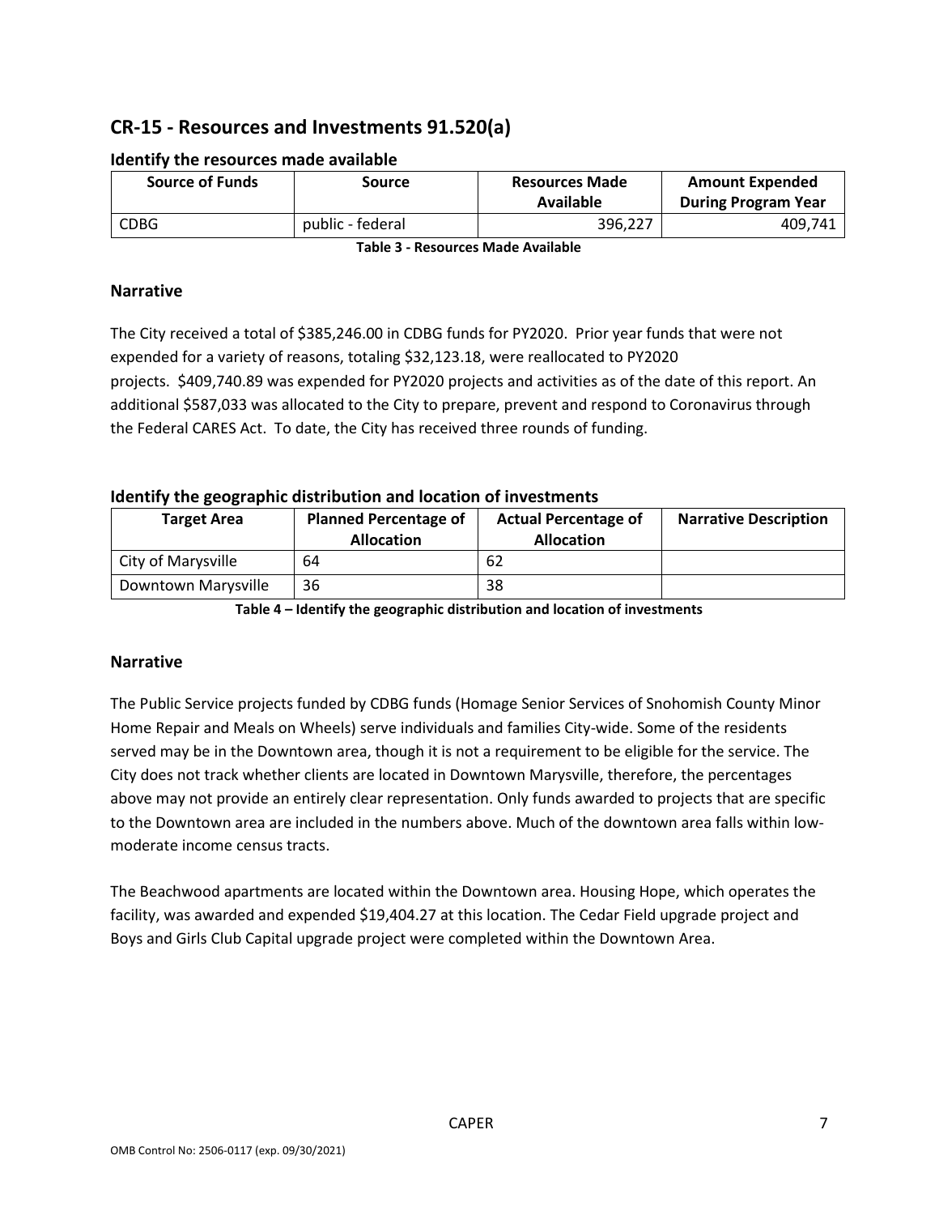## CR-15 - Resources and Investments 91.520(a)

### Identify the resources made available

| Source of Funds | Source | Resources Made Available | Amount Expended During Program Year |
|---|---|---|---|
| CDBG | public - federal | 396,227 | 409,741 |

**Table 3 - Resources Made Available**

### Narrative

The City received a total of $385,246.00 in CDBG funds for PY2020. Prior year funds that were not expended for a variety of reasons, totaling $32,123.18, were reallocated to PY2020 projects. $409,740.89 was expended for PY2020 projects and activities as of the date of this report. An additional $587,033 was allocated to the City to prepare, prevent and respond to Coronavirus through the Federal CARES Act. To date, the City has received three rounds of funding.

### Identify the geographic distribution and location of investments

| Target Area | Planned Percentage of Allocation | Actual Percentage of Allocation | Narrative Description |
|---|---|---|---|
| City of Marysville | 64 | 62 | |
| Downtown Marysville | 36 | 38 | |

**Table 4 – Identify the geographic distribution and location of investments**

### Narrative

The Public Service projects funded by CDBG funds (Homage Senior Services of Snohomish County Minor Home Repair and Meals on Wheels) serve individuals and families City-wide. Some of the residents served may be in the Downtown area, though it is not a requirement to be eligible for the service. The City does not track whether clients are located in Downtown Marysville, therefore, the percentages above may not provide an entirely clear representation. Only funds awarded to projects that are specific to the Downtown area are included in the numbers above. Much of the downtown area falls within low-moderate income census tracts.

The Beachwood apartments are located within the Downtown area. Housing Hope, which operates the facility, was awarded and expended $19,404.27 at this location. The Cedar Field upgrade project and Boys and Girls Club Capital upgrade project were completed within the Downtown Area.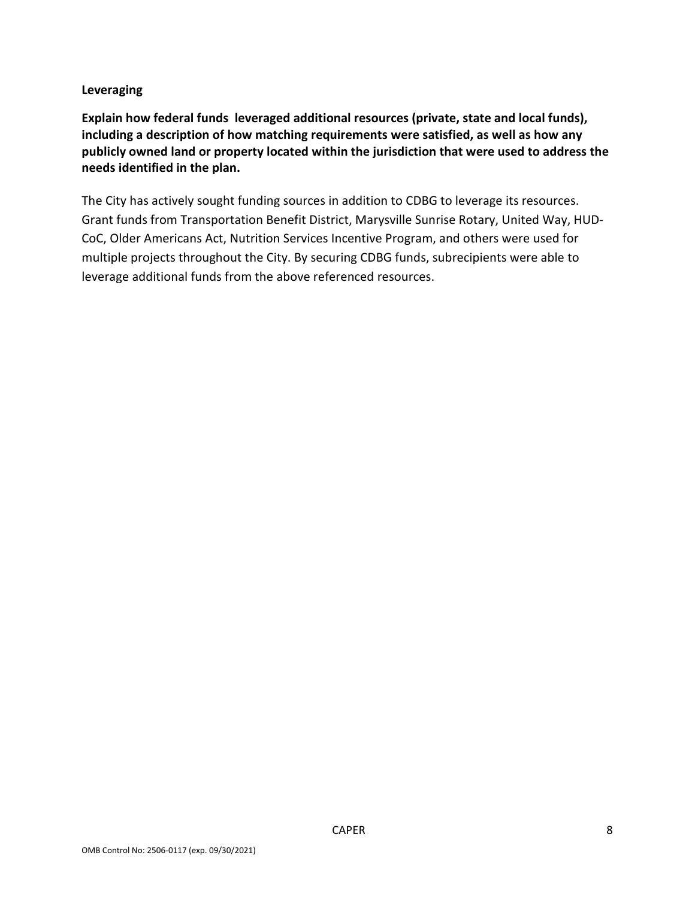**Leveraging**

**Explain how federal funds leveraged additional resources (private, state and local funds), including a description of how matching requirements were satisfied, as well as how any publicly owned land or property located within the jurisdiction that were used to address the needs identified in the plan.**

The City has actively sought funding sources in addition to CDBG to leverage its resources. Grant funds from Transportation Benefit District, Marysville Sunrise Rotary, United Way, HUD-CoC, Older Americans Act, Nutrition Services Incentive Program, and others were used for multiple projects throughout the City. By securing CDBG funds, subrecipients were able to leverage additional funds from the above referenced resources.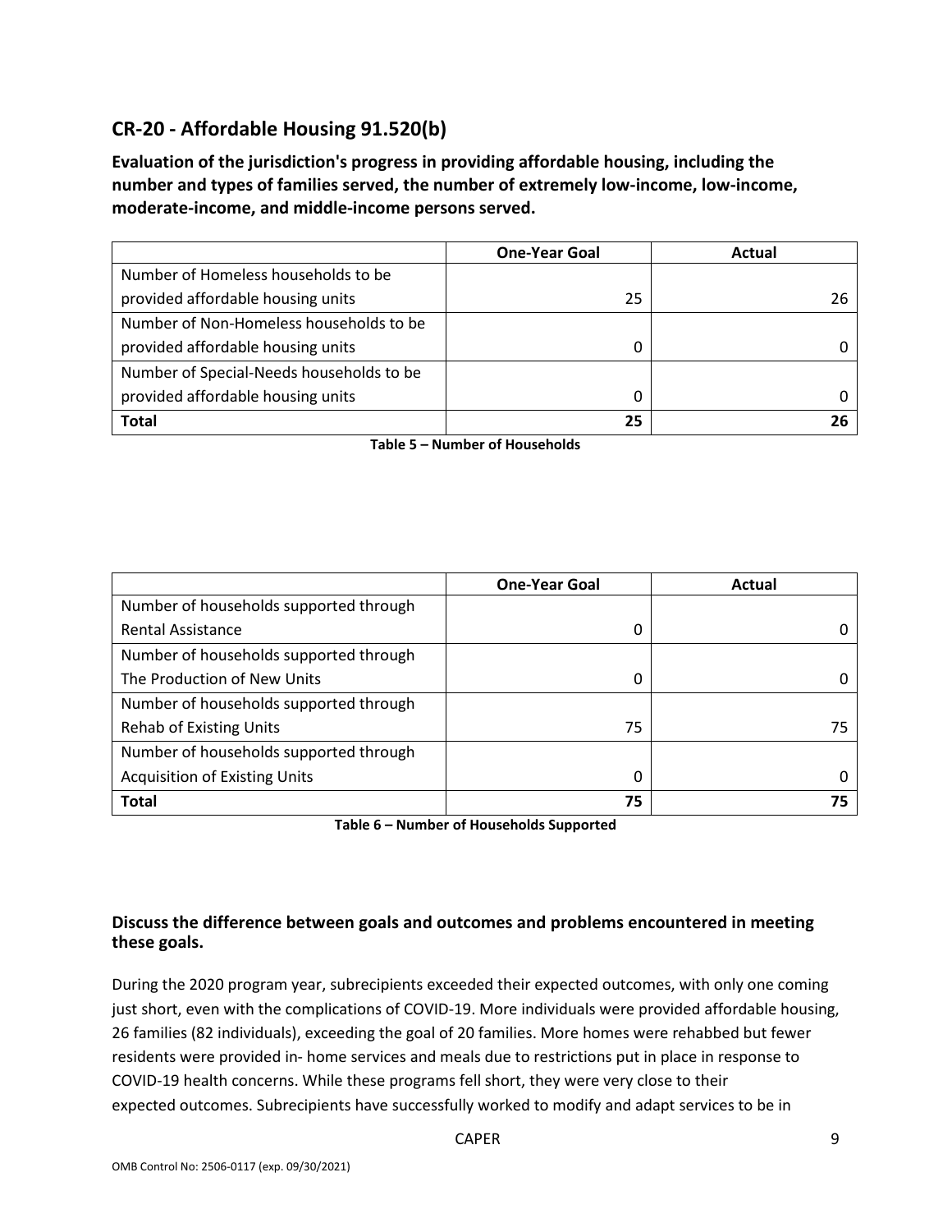## CR-20 - Affordable Housing 91.520(b)

**Evaluation of the jurisdiction's progress in providing affordable housing, including the number and types of families served, the number of extremely low-income, low-income, moderate-income, and middle-income persons served.**

| | One-Year Goal | Actual |
|---|---|---|
| Number of Homeless households to be provided affordable housing units | 25 | 26 |
| Number of Non-Homeless households to be provided affordable housing units | 0 | 0 |
| Number of Special-Needs households to be provided affordable housing units | 0 | 0 |
| **Total** | **25** | **26** |

**Table 5 – Number of Households**

| | One-Year Goal | Actual |
|---|---|---|
| Number of households supported through Rental Assistance | 0 | 0 |
| Number of households supported through The Production of New Units | 0 | 0 |
| Number of households supported through Rehab of Existing Units | 75 | 75 |
| Number of households supported through Acquisition of Existing Units | 0 | 0 |
| **Total** | **75** | **75** |

**Table 6 – Number of Households Supported**

### Discuss the difference between goals and outcomes and problems encountered in meeting these goals.

During the 2020 program year, subrecipients exceeded their expected outcomes, with only one coming just short, even with the complications of COVID-19. More individuals were provided affordable housing, 26 families (82 individuals), exceeding the goal of 20 families. More homes were rehabbed but fewer residents were provided in- home services and meals due to restrictions put in place in response to COVID-19 health concerns. While these programs fell short, they were very close to their expected outcomes. Subrecipients have successfully worked to modify and adapt services to be in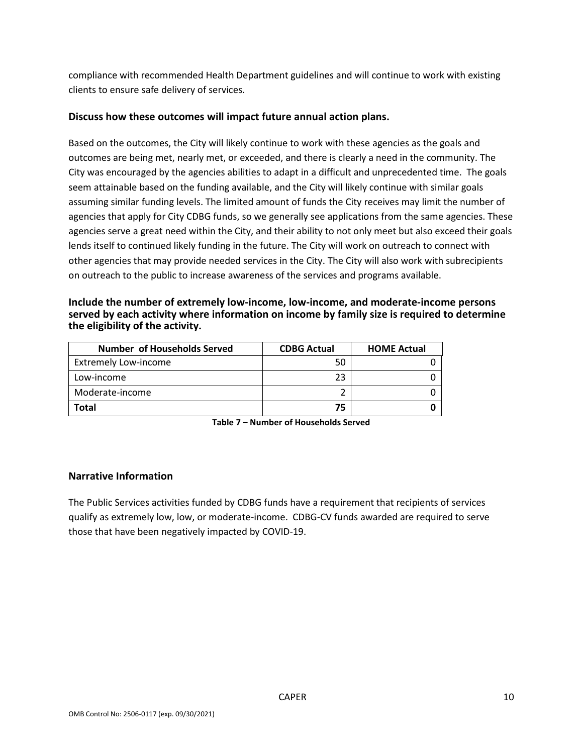compliance with recommended Health Department guidelines and will continue to work with existing clients to ensure safe delivery of services.

### Discuss how these outcomes will impact future annual action plans.

Based on the outcomes, the City will likely continue to work with these agencies as the goals and outcomes are being met, nearly met, or exceeded, and there is clearly a need in the community. The City was encouraged by the agencies abilities to adapt in a difficult and unprecedented time. The goals seem attainable based on the funding available, and the City will likely continue with similar goals assuming similar funding levels. The limited amount of funds the City receives may limit the number of agencies that apply for City CDBG funds, so we generally see applications from the same agencies. These agencies serve a great need within the City, and their ability to not only meet but also exceed their goals lends itself to continued likely funding in the future. The City will work on outreach to connect with other agencies that may provide needed services in the City. The City will also work with subrecipients on outreach to the public to increase awareness of the services and programs available.

### Include the number of extremely low-income, low-income, and moderate-income persons served by each activity where information on income by family size is required to determine the eligibility of the activity.

| Number of Households Served | CDBG Actual | HOME Actual |
|---|---|---|
| Extremely Low-income | 50 | 0 |
| Low-income | 23 | 0 |
| Moderate-income | 2 | 0 |
| **Total** | **75** | **0** |

**Table 7 – Number of Households Served**

### Narrative Information

The Public Services activities funded by CDBG funds have a requirement that recipients of services qualify as extremely low, low, or moderate-income. CDBG-CV funds awarded are required to serve those that have been negatively impacted by COVID-19.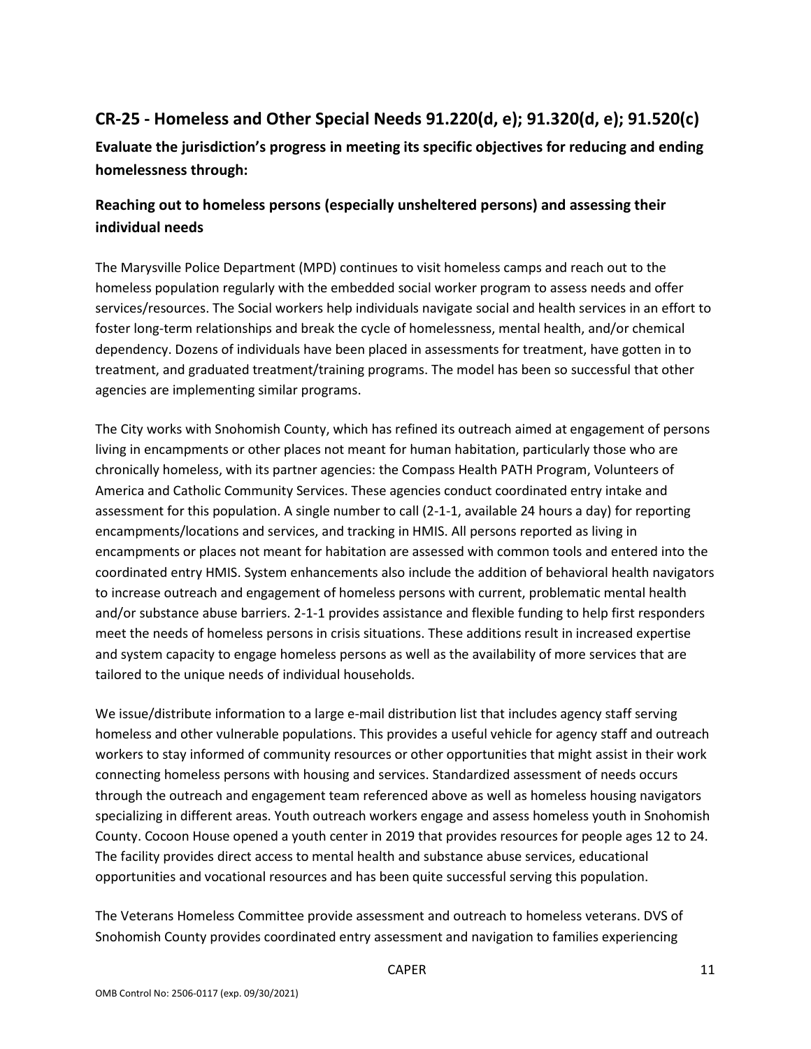## CR-25 - Homeless and Other Special Needs 91.220(d, e); 91.320(d, e); 91.520(c)

### Evaluate the jurisdiction's progress in meeting its specific objectives for reducing and ending homelessness through:

### Reaching out to homeless persons (especially unsheltered persons) and assessing their individual needs

The Marysville Police Department (MPD) continues to visit homeless camps and reach out to the homeless population regularly with the embedded social worker program to assess needs and offer services/resources. The Social workers help individuals navigate social and health services in an effort to foster long-term relationships and break the cycle of homelessness, mental health, and/or chemical dependency. Dozens of individuals have been placed in assessments for treatment, have gotten in to treatment, and graduated treatment/training programs. The model has been so successful that other agencies are implementing similar programs.

The City works with Snohomish County, which has refined its outreach aimed at engagement of persons living in encampments or other places not meant for human habitation, particularly those who are chronically homeless, with its partner agencies: the Compass Health PATH Program, Volunteers of America and Catholic Community Services. These agencies conduct coordinated entry intake and assessment for this population. A single number to call (2-1-1, available 24 hours a day) for reporting encampments/locations and services, and tracking in HMIS. All persons reported as living in encampments or places not meant for habitation are assessed with common tools and entered into the coordinated entry HMIS. System enhancements also include the addition of behavioral health navigators to increase outreach and engagement of homeless persons with current, problematic mental health and/or substance abuse barriers. 2-1-1 provides assistance and flexible funding to help first responders meet the needs of homeless persons in crisis situations. These additions result in increased expertise and system capacity to engage homeless persons as well as the availability of more services that are tailored to the unique needs of individual households.

We issue/distribute information to a large e-mail distribution list that includes agency staff serving homeless and other vulnerable populations. This provides a useful vehicle for agency staff and outreach workers to stay informed of community resources or other opportunities that might assist in their work connecting homeless persons with housing and services. Standardized assessment of needs occurs through the outreach and engagement team referenced above as well as homeless housing navigators specializing in different areas. Youth outreach workers engage and assess homeless youth in Snohomish County. Cocoon House opened a youth center in 2019 that provides resources for people ages 12 to 24. The facility provides direct access to mental health and substance abuse services, educational opportunities and vocational resources and has been quite successful serving this population.

The Veterans Homeless Committee provide assessment and outreach to homeless veterans. DVS of Snohomish County provides coordinated entry assessment and navigation to families experiencing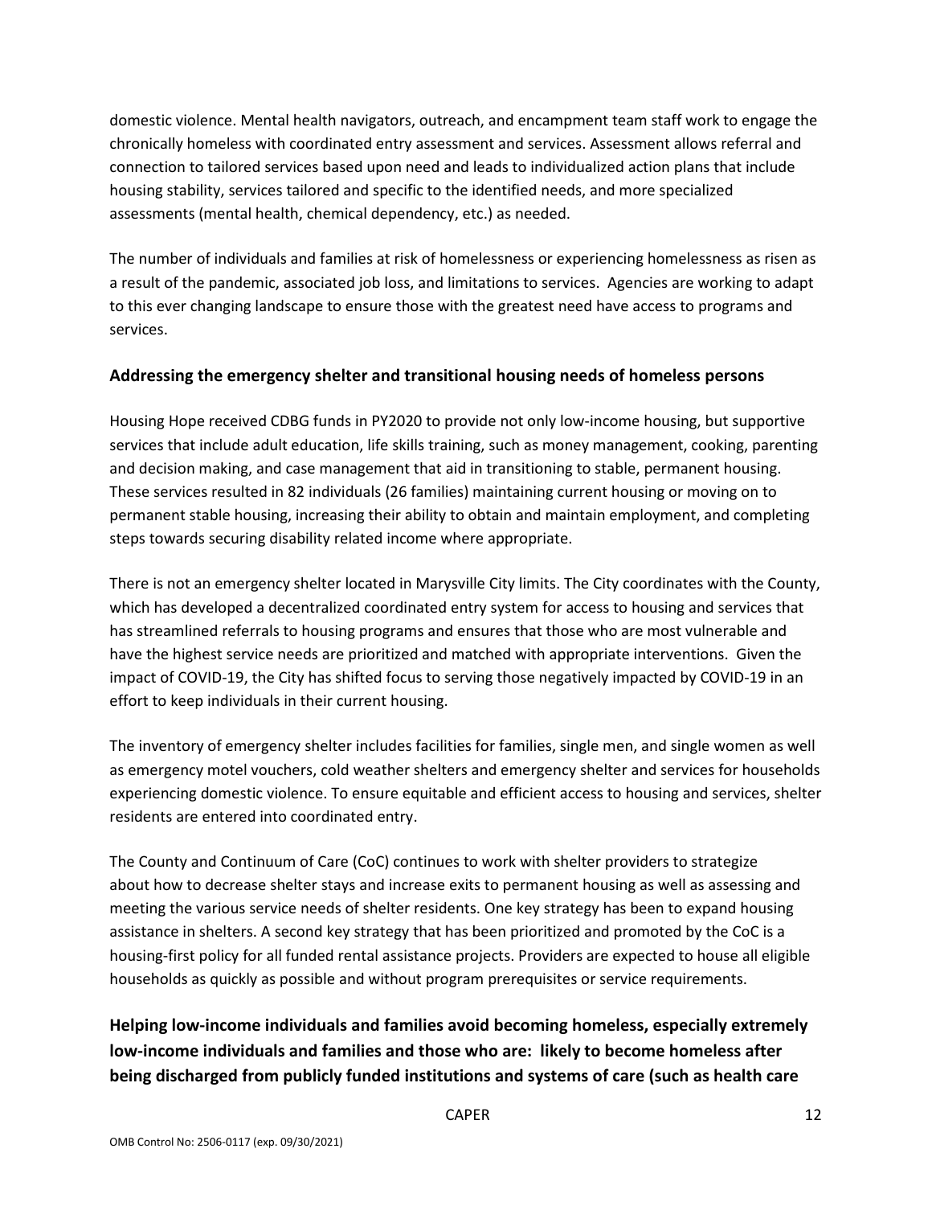domestic violence. Mental health navigators, outreach, and encampment team staff work to engage the chronically homeless with coordinated entry assessment and services. Assessment allows referral and connection to tailored services based upon need and leads to individualized action plans that include housing stability, services tailored and specific to the identified needs, and more specialized assessments (mental health, chemical dependency, etc.) as needed.

The number of individuals and families at risk of homelessness or experiencing homelessness as risen as a result of the pandemic, associated job loss, and limitations to services. Agencies are working to adapt to this ever changing landscape to ensure those with the greatest need have access to programs and services.

### Addressing the emergency shelter and transitional housing needs of homeless persons

Housing Hope received CDBG funds in PY2020 to provide not only low-income housing, but supportive services that include adult education, life skills training, such as money management, cooking, parenting and decision making, and case management that aid in transitioning to stable, permanent housing. These services resulted in 82 individuals (26 families) maintaining current housing or moving on to permanent stable housing, increasing their ability to obtain and maintain employment, and completing steps towards securing disability related income where appropriate.

There is not an emergency shelter located in Marysville City limits. The City coordinates with the County, which has developed a decentralized coordinated entry system for access to housing and services that has streamlined referrals to housing programs and ensures that those who are most vulnerable and have the highest service needs are prioritized and matched with appropriate interventions. Given the impact of COVID-19, the City has shifted focus to serving those negatively impacted by COVID-19 in an effort to keep individuals in their current housing.

The inventory of emergency shelter includes facilities for families, single men, and single women as well as emergency motel vouchers, cold weather shelters and emergency shelter and services for households experiencing domestic violence. To ensure equitable and efficient access to housing and services, shelter residents are entered into coordinated entry.

The County and Continuum of Care (CoC) continues to work with shelter providers to strategize about how to decrease shelter stays and increase exits to permanent housing as well as assessing and meeting the various service needs of shelter residents. One key strategy has been to expand housing assistance in shelters. A second key strategy that has been prioritized and promoted by the CoC is a housing-first policy for all funded rental assistance projects. Providers are expected to house all eligible households as quickly as possible and without program prerequisites or service requirements.

### Helping low-income individuals and families avoid becoming homeless, especially extremely low-income individuals and families and those who are: likely to become homeless after being discharged from publicly funded institutions and systems of care (such as health care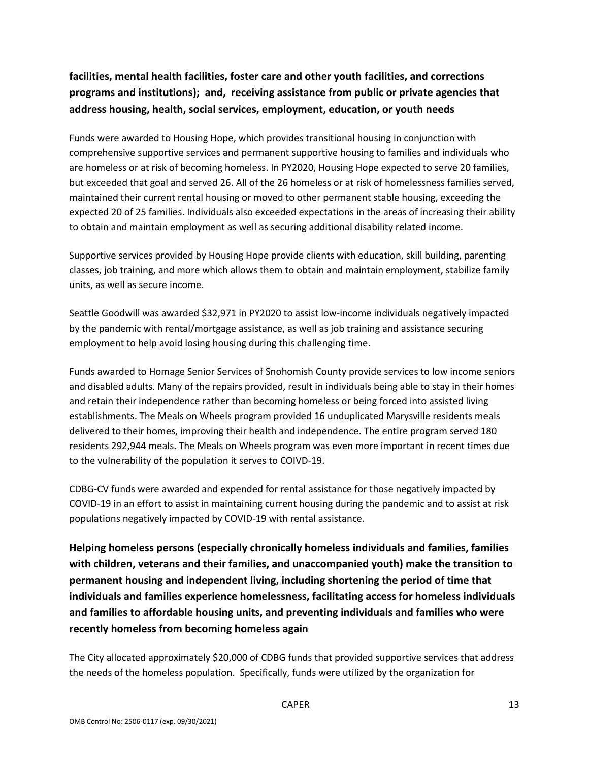**facilities, mental health facilities, foster care and other youth facilities, and corrections programs and institutions); and, receiving assistance from public or private agencies that address housing, health, social services, employment, education, or youth needs**

Funds were awarded to Housing Hope, which provides transitional housing in conjunction with comprehensive supportive services and permanent supportive housing to families and individuals who are homeless or at risk of becoming homeless. In PY2020, Housing Hope expected to serve 20 families, but exceeded that goal and served 26. All of the 26 homeless or at risk of homelessness families served, maintained their current rental housing or moved to other permanent stable housing, exceeding the expected 20 of 25 families. Individuals also exceeded expectations in the areas of increasing their ability to obtain and maintain employment as well as securing additional disability related income.

Supportive services provided by Housing Hope provide clients with education, skill building, parenting classes, job training, and more which allows them to obtain and maintain employment, stabilize family units, as well as secure income.

Seattle Goodwill was awarded $32,971 in PY2020 to assist low-income individuals negatively impacted by the pandemic with rental/mortgage assistance, as well as job training and assistance securing employment to help avoid losing housing during this challenging time.

Funds awarded to Homage Senior Services of Snohomish County provide services to low income seniors and disabled adults. Many of the repairs provided, result in individuals being able to stay in their homes and retain their independence rather than becoming homeless or being forced into assisted living establishments. The Meals on Wheels program provided 16 unduplicated Marysville residents meals delivered to their homes, improving their health and independence. The entire program served 180 residents 292,944 meals. The Meals on Wheels program was even more important in recent times due to the vulnerability of the population it serves to COIVD-19.

CDBG-CV funds were awarded and expended for rental assistance for those negatively impacted by COVID-19 in an effort to assist in maintaining current housing during the pandemic and to assist at risk populations negatively impacted by COVID-19 with rental assistance.

**Helping homeless persons (especially chronically homeless individuals and families, families with children, veterans and their families, and unaccompanied youth) make the transition to permanent housing and independent living, including shortening the period of time that individuals and families experience homelessness, facilitating access for homeless individuals and families to affordable housing units, and preventing individuals and families who were recently homeless from becoming homeless again**

The City allocated approximately $20,000 of CDBG funds that provided supportive services that address the needs of the homeless population. Specifically, funds were utilized by the organization for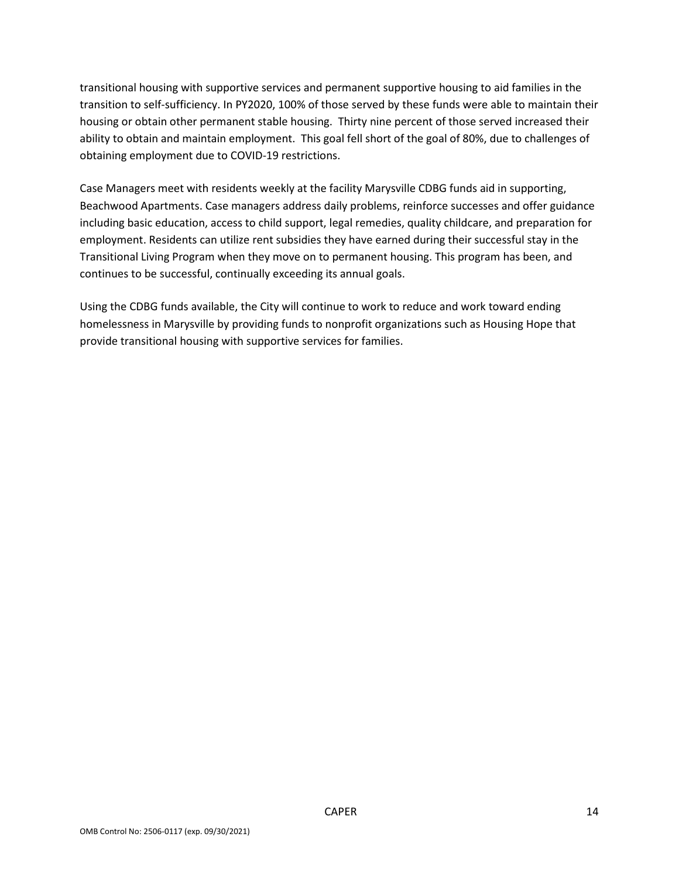transitional housing with supportive services and permanent supportive housing to aid families in the transition to self-sufficiency. In PY2020, 100% of those served by these funds were able to maintain their housing or obtain other permanent stable housing. Thirty nine percent of those served increased their ability to obtain and maintain employment. This goal fell short of the goal of 80%, due to challenges of obtaining employment due to COVID-19 restrictions.

Case Managers meet with residents weekly at the facility Marysville CDBG funds aid in supporting, Beachwood Apartments. Case managers address daily problems, reinforce successes and offer guidance including basic education, access to child support, legal remedies, quality childcare, and preparation for employment. Residents can utilize rent subsidies they have earned during their successful stay in the Transitional Living Program when they move on to permanent housing. This program has been, and continues to be successful, continually exceeding its annual goals.

Using the CDBG funds available, the City will continue to work to reduce and work toward ending homelessness in Marysville by providing funds to nonprofit organizations such as Housing Hope that provide transitional housing with supportive services for families.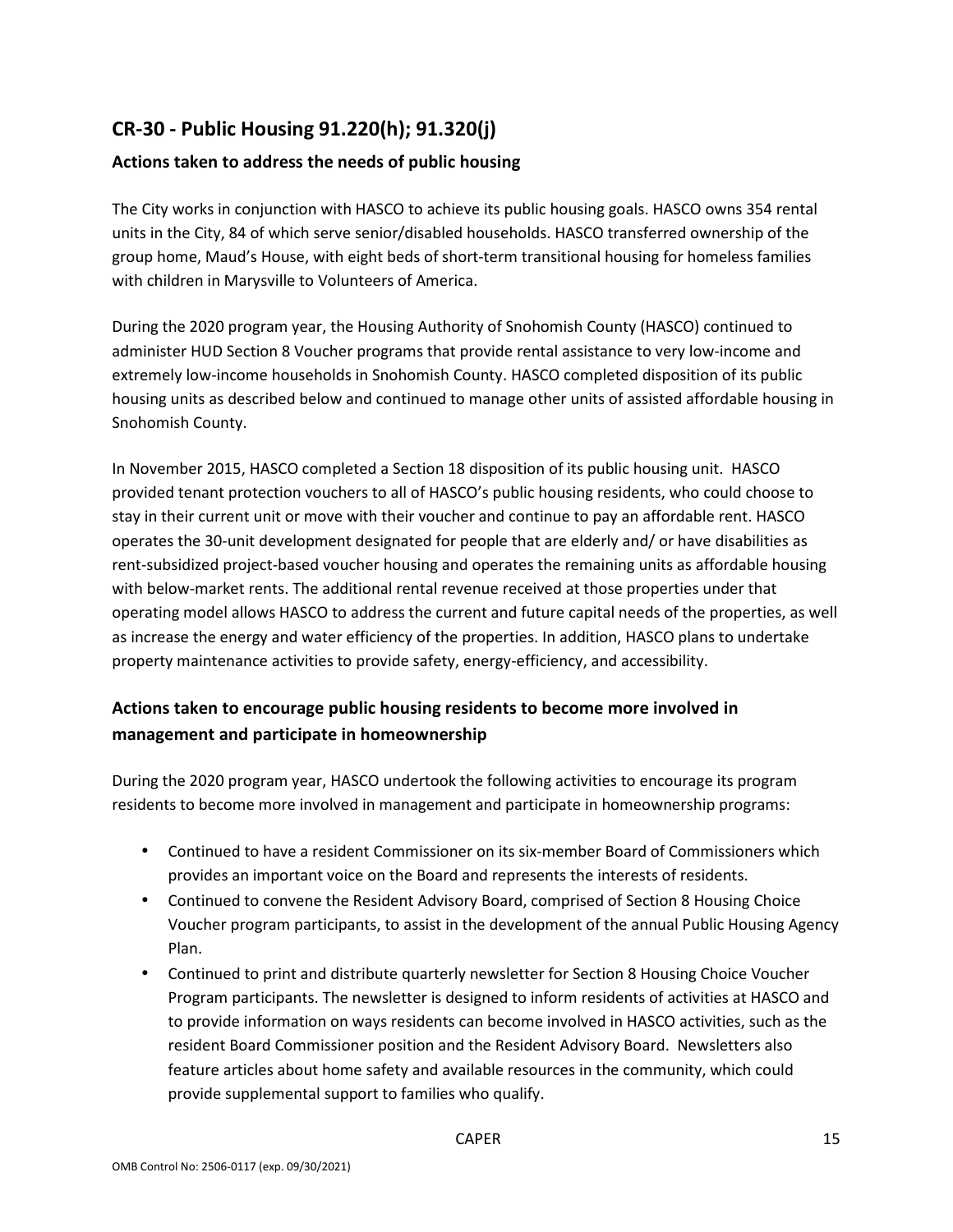## CR-30 - Public Housing 91.220(h); 91.320(j)

### Actions taken to address the needs of public housing

The City works in conjunction with HASCO to achieve its public housing goals. HASCO owns 354 rental units in the City, 84 of which serve senior/disabled households. HASCO transferred ownership of the group home, Maud's House, with eight beds of short-term transitional housing for homeless families with children in Marysville to Volunteers of America.

During the 2020 program year, the Housing Authority of Snohomish County (HASCO) continued to administer HUD Section 8 Voucher programs that provide rental assistance to very low-income and extremely low-income households in Snohomish County. HASCO completed disposition of its public housing units as described below and continued to manage other units of assisted affordable housing in Snohomish County.

In November 2015, HASCO completed a Section 18 disposition of its public housing unit. HASCO provided tenant protection vouchers to all of HASCO's public housing residents, who could choose to stay in their current unit or move with their voucher and continue to pay an affordable rent. HASCO operates the 30-unit development designated for people that are elderly and/ or have disabilities as rent-subsidized project-based voucher housing and operates the remaining units as affordable housing with below-market rents. The additional rental revenue received at those properties under that operating model allows HASCO to address the current and future capital needs of the properties, as well as increase the energy and water efficiency of the properties. In addition, HASCO plans to undertake property maintenance activities to provide safety, energy-efficiency, and accessibility.

### Actions taken to encourage public housing residents to become more involved in management and participate in homeownership

During the 2020 program year, HASCO undertook the following activities to encourage its program residents to become more involved in management and participate in homeownership programs:

- Continued to have a resident Commissioner on its six-member Board of Commissioners which provides an important voice on the Board and represents the interests of residents.
- Continued to convene the Resident Advisory Board, comprised of Section 8 Housing Choice Voucher program participants, to assist in the development of the annual Public Housing Agency Plan.
- Continued to print and distribute quarterly newsletter for Section 8 Housing Choice Voucher Program participants. The newsletter is designed to inform residents of activities at HASCO and to provide information on ways residents can become involved in HASCO activities, such as the resident Board Commissioner position and the Resident Advisory Board. Newsletters also feature articles about home safety and available resources in the community, which could provide supplemental support to families who qualify.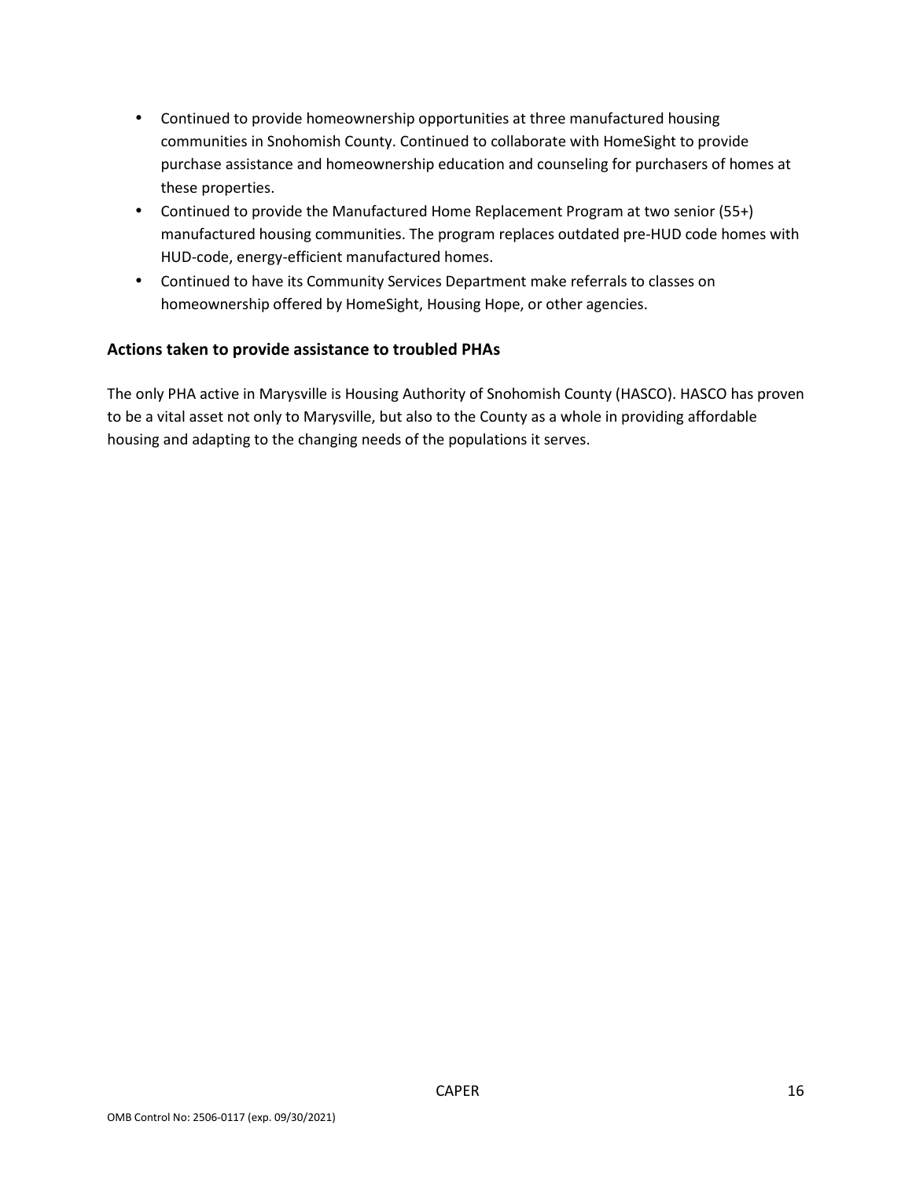- Continued to provide homeownership opportunities at three manufactured housing communities in Snohomish County. Continued to collaborate with HomeSight to provide purchase assistance and homeownership education and counseling for purchasers of homes at these properties.
- Continued to provide the Manufactured Home Replacement Program at two senior (55+) manufactured housing communities. The program replaces outdated pre-HUD code homes with HUD-code, energy-efficient manufactured homes.
- Continued to have its Community Services Department make referrals to classes on homeownership offered by HomeSight, Housing Hope, or other agencies.

### Actions taken to provide assistance to troubled PHAs

The only PHA active in Marysville is Housing Authority of Snohomish County (HASCO). HASCO has proven to be a vital asset not only to Marysville, but also to the County as a whole in providing affordable housing and adapting to the changing needs of the populations it serves.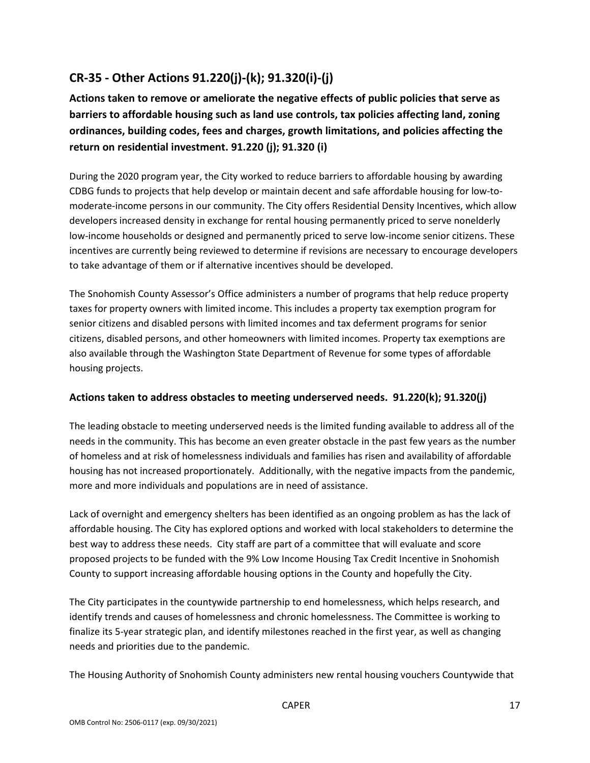## CR-35 - Other Actions 91.220(j)-(k); 91.320(i)-(j)

**Actions taken to remove or ameliorate the negative effects of public policies that serve as barriers to affordable housing such as land use controls, tax policies affecting land, zoning ordinances, building codes, fees and charges, growth limitations, and policies affecting the return on residential investment. 91.220 (j); 91.320 (i)**

During the 2020 program year, the City worked to reduce barriers to affordable housing by awarding CDBG funds to projects that help develop or maintain decent and safe affordable housing for low-to-moderate-income persons in our community. The City offers Residential Density Incentives, which allow developers increased density in exchange for rental housing permanently priced to serve nonelderly low-income households or designed and permanently priced to serve low-income senior citizens. These incentives are currently being reviewed to determine if revisions are necessary to encourage developers to take advantage of them or if alternative incentives should be developed.

The Snohomish County Assessor's Office administers a number of programs that help reduce property taxes for property owners with limited income. This includes a property tax exemption program for senior citizens and disabled persons with limited incomes and tax deferment programs for senior citizens, disabled persons, and other homeowners with limited incomes. Property tax exemptions are also available through the Washington State Department of Revenue for some types of affordable housing projects.

### Actions taken to address obstacles to meeting underserved needs. 91.220(k); 91.320(j)

The leading obstacle to meeting underserved needs is the limited funding available to address all of the needs in the community. This has become an even greater obstacle in the past few years as the number of homeless and at risk of homelessness individuals and families has risen and availability of affordable housing has not increased proportionately. Additionally, with the negative impacts from the pandemic, more and more individuals and populations are in need of assistance.

Lack of overnight and emergency shelters has been identified as an ongoing problem as has the lack of affordable housing. The City has explored options and worked with local stakeholders to determine the best way to address these needs. City staff are part of a committee that will evaluate and score proposed projects to be funded with the 9% Low Income Housing Tax Credit Incentive in Snohomish County to support increasing affordable housing options in the County and hopefully the City.

The City participates in the countywide partnership to end homelessness, which helps research, and identify trends and causes of homelessness and chronic homelessness. The Committee is working to finalize its 5-year strategic plan, and identify milestones reached in the first year, as well as changing needs and priorities due to the pandemic.

The Housing Authority of Snohomish County administers new rental housing vouchers Countywide that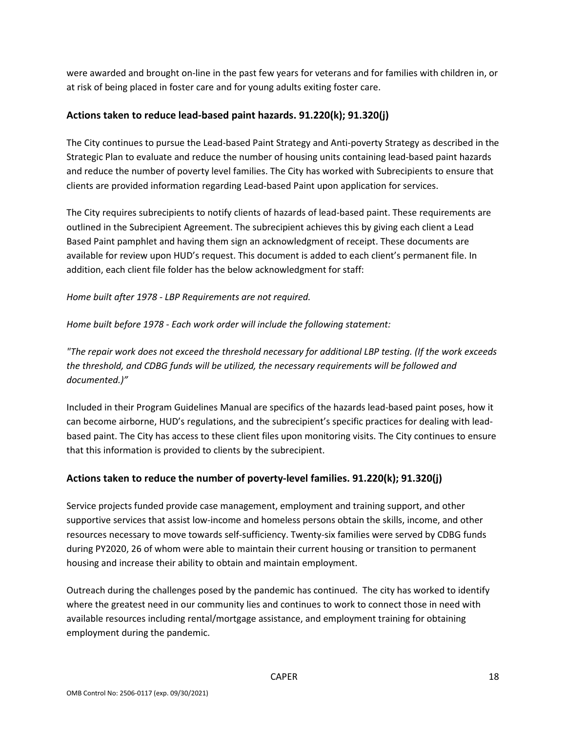were awarded and brought on-line in the past few years for veterans and for families with children in, or at risk of being placed in foster care and for young adults exiting foster care.

## Actions taken to reduce lead-based paint hazards. 91.220(k); 91.320(j)

The City continues to pursue the Lead-based Paint Strategy and Anti-poverty Strategy as described in the Strategic Plan to evaluate and reduce the number of housing units containing lead-based paint hazards and reduce the number of poverty level families. The City has worked with Subrecipients to ensure that clients are provided information regarding Lead-based Paint upon application for services.

The City requires subrecipients to notify clients of hazards of lead-based paint. These requirements are outlined in the Subrecipient Agreement. The subrecipient achieves this by giving each client a Lead Based Paint pamphlet and having them sign an acknowledgment of receipt. These documents are available for review upon HUD's request. This document is added to each client's permanent file. In addition, each client file folder has the below acknowledgment for staff:

*Home built after 1978 - LBP Requirements are not required.*

*Home built before 1978 - Each work order will include the following statement:*

*"The repair work does not exceed the threshold necessary for additional LBP testing. (If the work exceeds the threshold, and CDBG funds will be utilized, the necessary requirements will be followed and documented.)"*

Included in their Program Guidelines Manual are specifics of the hazards lead-based paint poses, how it can become airborne, HUD's regulations, and the subrecipient's specific practices for dealing with lead-based paint. The City has access to these client files upon monitoring visits. The City continues to ensure that this information is provided to clients by the subrecipient.

## Actions taken to reduce the number of poverty-level families. 91.220(k); 91.320(j)

Service projects funded provide case management, employment and training support, and other supportive services that assist low-income and homeless persons obtain the skills, income, and other resources necessary to move towards self-sufficiency. Twenty-six families were served by CDBG funds during PY2020, 26 of whom were able to maintain their current housing or transition to permanent housing and increase their ability to obtain and maintain employment.

Outreach during the challenges posed by the pandemic has continued. The city has worked to identify where the greatest need in our community lies and continues to work to connect those in need with available resources including rental/mortgage assistance, and employment training for obtaining employment during the pandemic.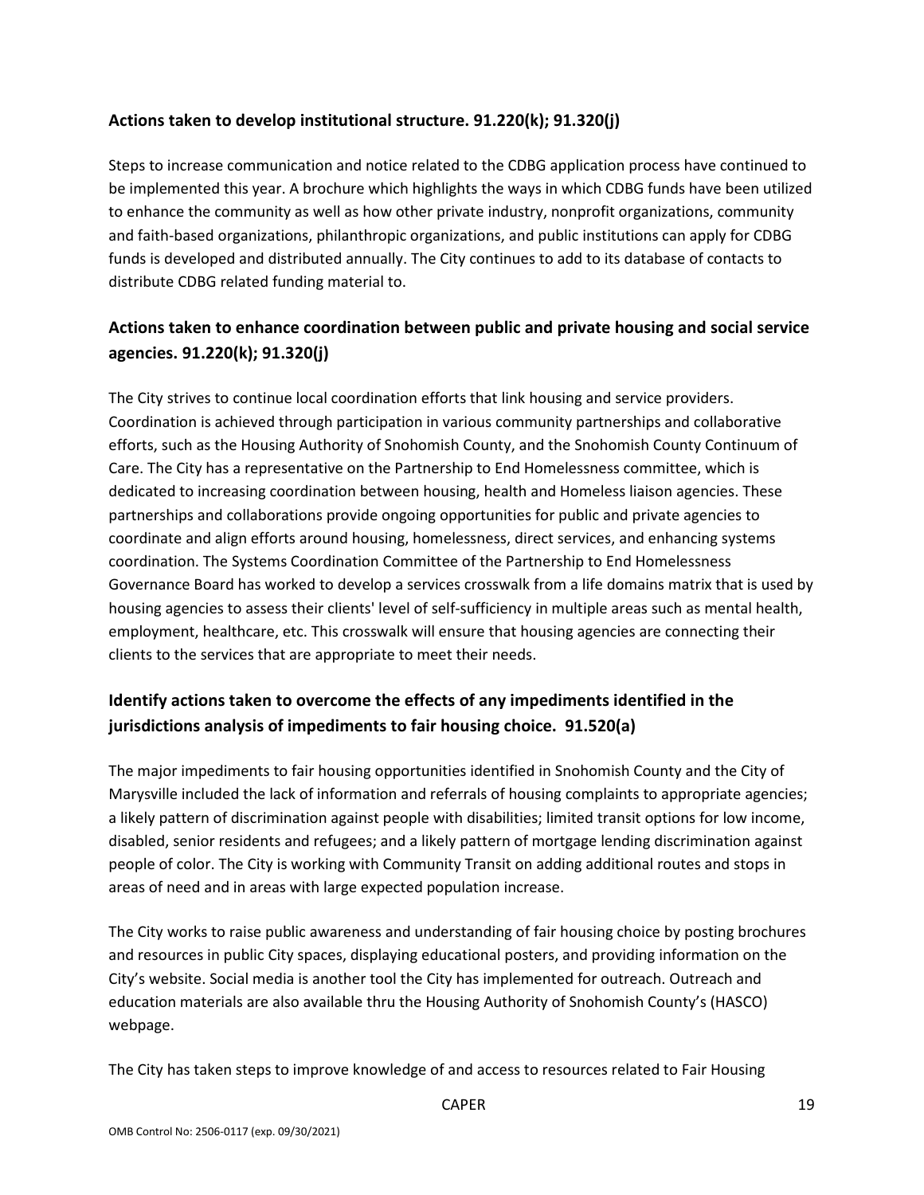## Actions taken to develop institutional structure. 91.220(k); 91.320(j)

Steps to increase communication and notice related to the CDBG application process have continued to be implemented this year. A brochure which highlights the ways in which CDBG funds have been utilized to enhance the community as well as how other private industry, nonprofit organizations, community and faith-based organizations, philanthropic organizations, and public institutions can apply for CDBG funds is developed and distributed annually. The City continues to add to its database of contacts to distribute CDBG related funding material to.

## Actions taken to enhance coordination between public and private housing and social service agencies. 91.220(k); 91.320(j)

The City strives to continue local coordination efforts that link housing and service providers. Coordination is achieved through participation in various community partnerships and collaborative efforts, such as the Housing Authority of Snohomish County, and the Snohomish County Continuum of Care. The City has a representative on the Partnership to End Homelessness committee, which is dedicated to increasing coordination between housing, health and Homeless liaison agencies. These partnerships and collaborations provide ongoing opportunities for public and private agencies to coordinate and align efforts around housing, homelessness, direct services, and enhancing systems coordination. The Systems Coordination Committee of the Partnership to End Homelessness Governance Board has worked to develop a services crosswalk from a life domains matrix that is used by housing agencies to assess their clients' level of self-sufficiency in multiple areas such as mental health, employment, healthcare, etc. This crosswalk will ensure that housing agencies are connecting their clients to the services that are appropriate to meet their needs.

## Identify actions taken to overcome the effects of any impediments identified in the jurisdictions analysis of impediments to fair housing choice. 91.520(a)

The major impediments to fair housing opportunities identified in Snohomish County and the City of Marysville included the lack of information and referrals of housing complaints to appropriate agencies; a likely pattern of discrimination against people with disabilities; limited transit options for low income, disabled, senior residents and refugees; and a likely pattern of mortgage lending discrimination against people of color. The City is working with Community Transit on adding additional routes and stops in areas of need and in areas with large expected population increase.

The City works to raise public awareness and understanding of fair housing choice by posting brochures and resources in public City spaces, displaying educational posters, and providing information on the City's website. Social media is another tool the City has implemented for outreach. Outreach and education materials are also available thru the Housing Authority of Snohomish County's (HASCO) webpage.

The City has taken steps to improve knowledge of and access to resources related to Fair Housing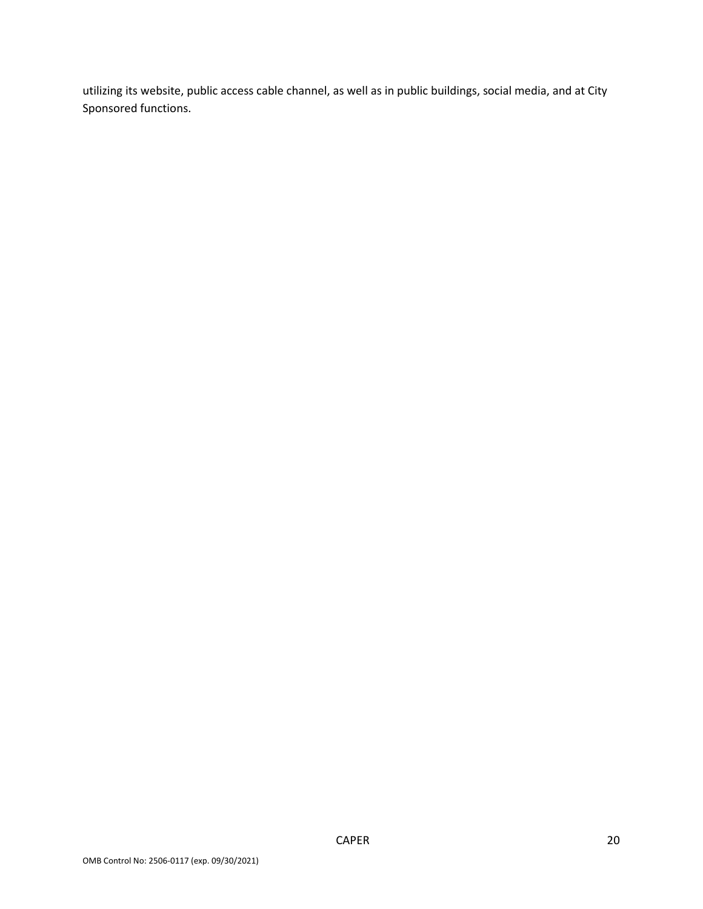utilizing its website, public access cable channel, as well as in public buildings, social media, and at City Sponsored functions.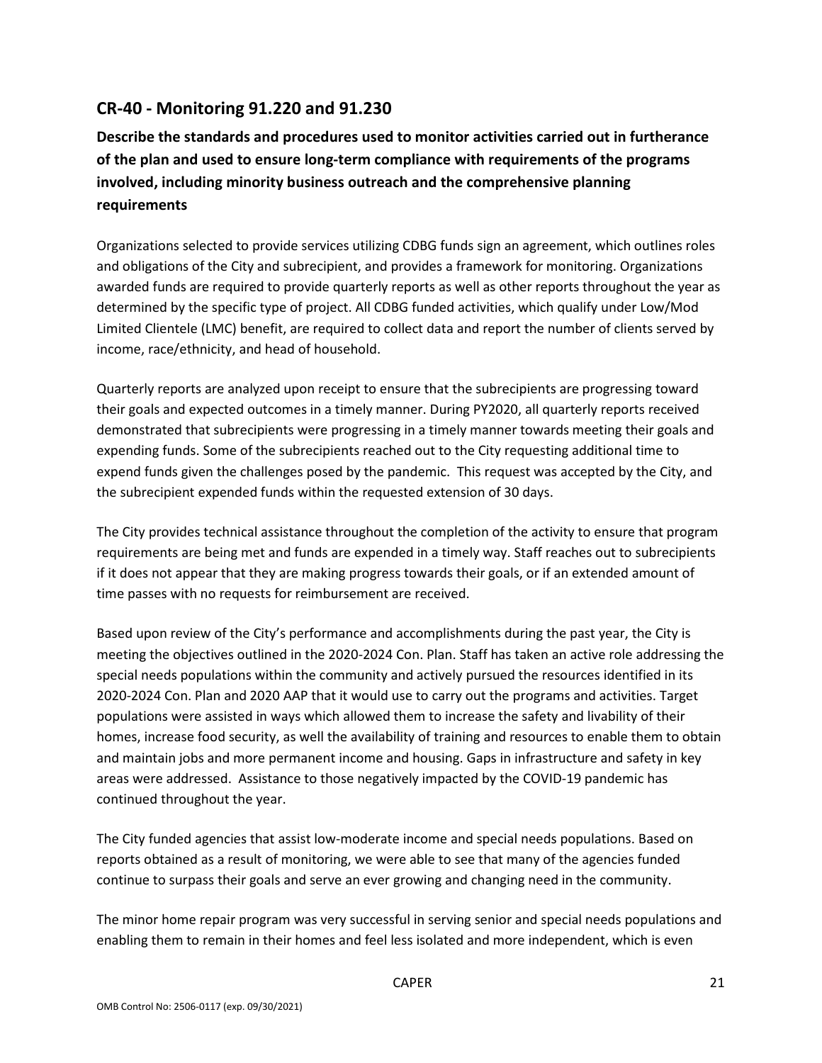## CR-40 - Monitoring 91.220 and 91.230

**Describe the standards and procedures used to monitor activities carried out in furtherance of the plan and used to ensure long-term compliance with requirements of the programs involved, including minority business outreach and the comprehensive planning requirements**

Organizations selected to provide services utilizing CDBG funds sign an agreement, which outlines roles and obligations of the City and subrecipient, and provides a framework for monitoring. Organizations awarded funds are required to provide quarterly reports as well as other reports throughout the year as determined by the specific type of project. All CDBG funded activities, which qualify under Low/Mod Limited Clientele (LMC) benefit, are required to collect data and report the number of clients served by income, race/ethnicity, and head of household.

Quarterly reports are analyzed upon receipt to ensure that the subrecipients are progressing toward their goals and expected outcomes in a timely manner. During PY2020, all quarterly reports received demonstrated that subrecipients were progressing in a timely manner towards meeting their goals and expending funds. Some of the subrecipients reached out to the City requesting additional time to expend funds given the challenges posed by the pandemic. This request was accepted by the City, and the subrecipient expended funds within the requested extension of 30 days.

The City provides technical assistance throughout the completion of the activity to ensure that program requirements are being met and funds are expended in a timely way. Staff reaches out to subrecipients if it does not appear that they are making progress towards their goals, or if an extended amount of time passes with no requests for reimbursement are received.

Based upon review of the City's performance and accomplishments during the past year, the City is meeting the objectives outlined in the 2020-2024 Con. Plan. Staff has taken an active role addressing the special needs populations within the community and actively pursued the resources identified in its 2020-2024 Con. Plan and 2020 AAP that it would use to carry out the programs and activities. Target populations were assisted in ways which allowed them to increase the safety and livability of their homes, increase food security, as well the availability of training and resources to enable them to obtain and maintain jobs and more permanent income and housing. Gaps in infrastructure and safety in key areas were addressed. Assistance to those negatively impacted by the COVID-19 pandemic has continued throughout the year.

The City funded agencies that assist low-moderate income and special needs populations. Based on reports obtained as a result of monitoring, we were able to see that many of the agencies funded continue to surpass their goals and serve an ever growing and changing need in the community.

The minor home repair program was very successful in serving senior and special needs populations and enabling them to remain in their homes and feel less isolated and more independent, which is even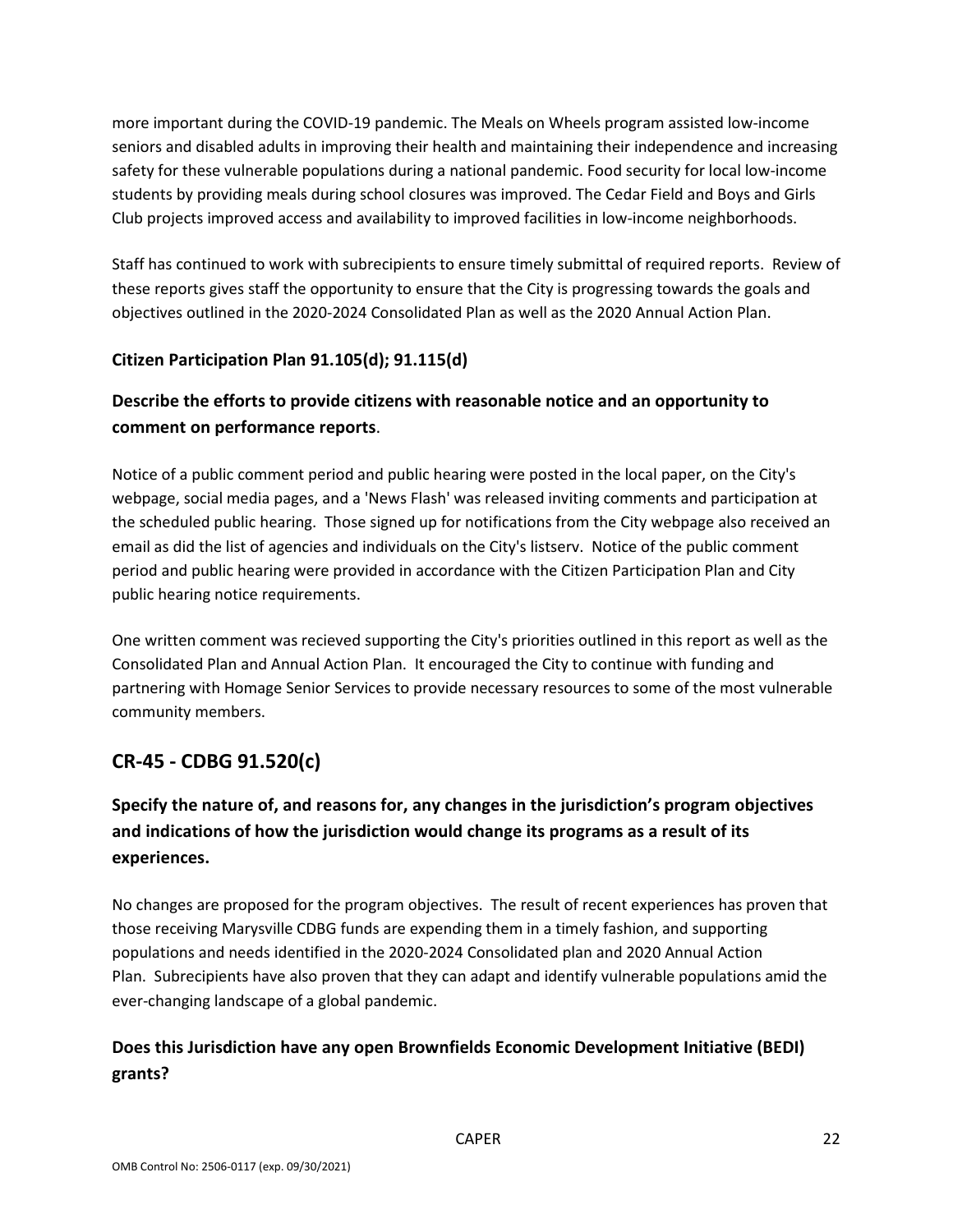more important during the COVID-19 pandemic. The Meals on Wheels program assisted low-income seniors and disabled adults in improving their health and maintaining their independence and increasing safety for these vulnerable populations during a national pandemic. Food security for local low-income students by providing meals during school closures was improved. The Cedar Field and Boys and Girls Club projects improved access and availability to improved facilities in low-income neighborhoods.

Staff has continued to work with subrecipients to ensure timely submittal of required reports. Review of these reports gives staff the opportunity to ensure that the City is progressing towards the goals and objectives outlined in the 2020-2024 Consolidated Plan as well as the 2020 Annual Action Plan.

### Citizen Participation Plan 91.105(d); 91.115(d)

### Describe the efforts to provide citizens with reasonable notice and an opportunity to comment on performance reports.

Notice of a public comment period and public hearing were posted in the local paper, on the City's webpage, social media pages, and a 'News Flash' was released inviting comments and participation at the scheduled public hearing. Those signed up for notifications from the City webpage also received an email as did the list of agencies and individuals on the City's listserv. Notice of the public comment period and public hearing were provided in accordance with the Citizen Participation Plan and City public hearing notice requirements.

One written comment was recieved supporting the City's priorities outlined in this report as well as the Consolidated Plan and Annual Action Plan. It encouraged the City to continue with funding and partnering with Homage Senior Services to provide necessary resources to some of the most vulnerable community members.

## CR-45 - CDBG 91.520(c)

### Specify the nature of, and reasons for, any changes in the jurisdiction's program objectives and indications of how the jurisdiction would change its programs as a result of its experiences.

No changes are proposed for the program objectives. The result of recent experiences has proven that those receiving Marysville CDBG funds are expending them in a timely fashion, and supporting populations and needs identified in the 2020-2024 Consolidated plan and 2020 Annual Action Plan. Subrecipients have also proven that they can adapt and identify vulnerable populations amid the ever-changing landscape of a global pandemic.

### Does this Jurisdiction have any open Brownfields Economic Development Initiative (BEDI) grants?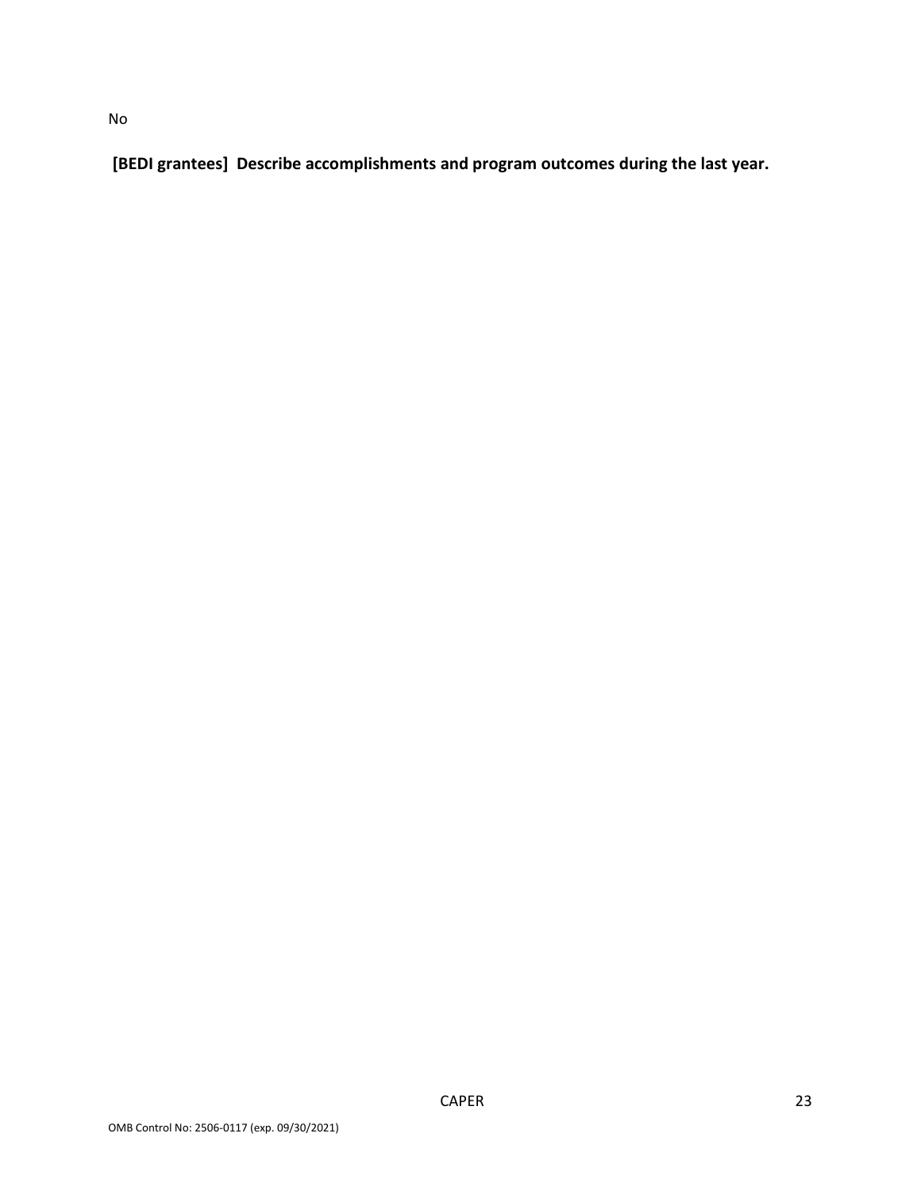No

**[BEDI grantees] Describe accomplishments and program outcomes during the last year.**